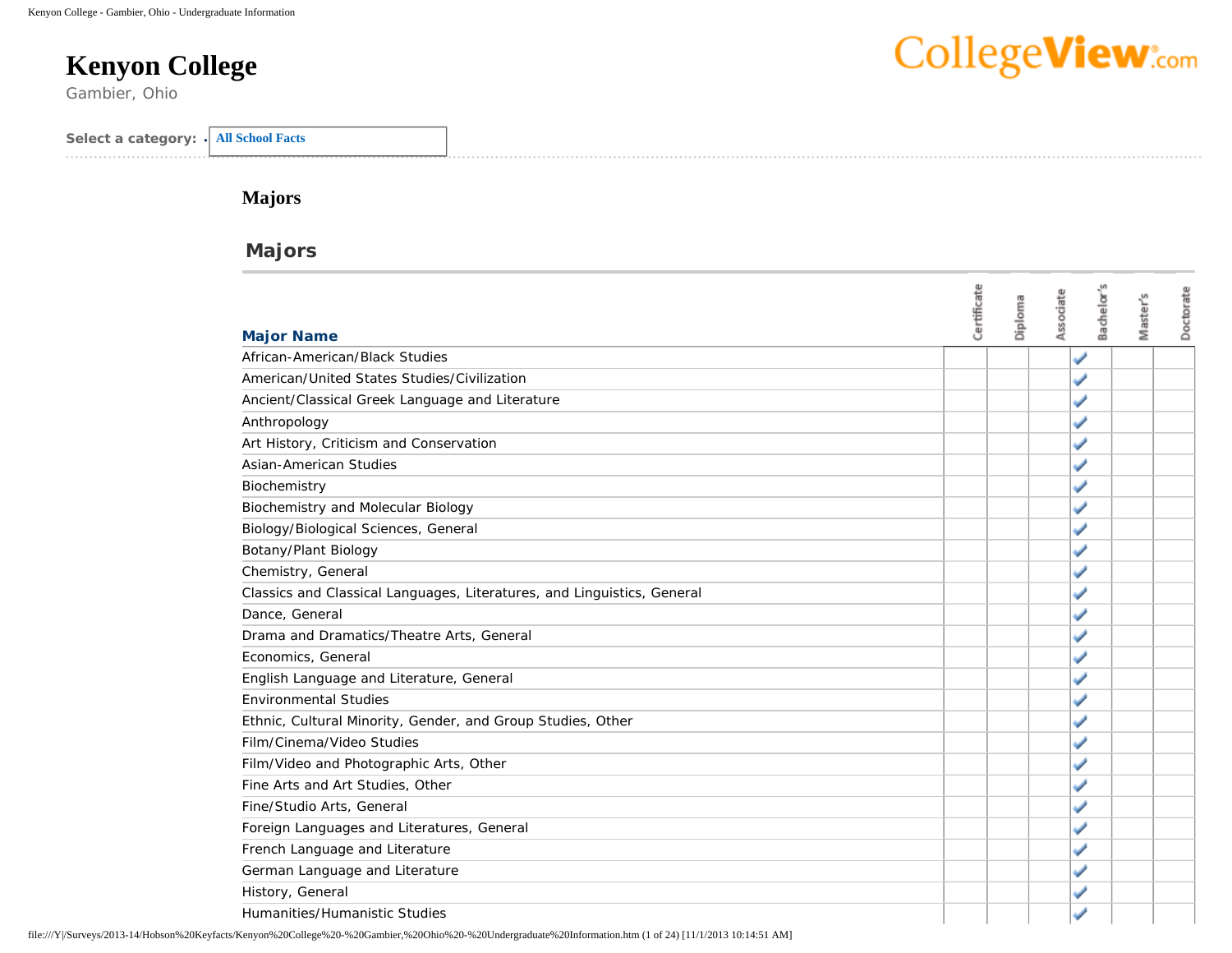# Kenyon College

Gambier, Ohio

**Select a category:** All School Facts

## Majors

### Majors

| Major Name | Certificate | Diploma | Associate | Bachelor's | Master's | Doctorate |
|---|---|---|---|---|---|---|
| African-American/Black Studies | | | | ✓ | | |
| American/United States Studies/Civilization | | | | ✓ | | |
| Ancient/Classical Greek Language and Literature | | | | ✓ | | |
| Anthropology | | | | ✓ | | |
| Art History, Criticism and Conservation | | | | ✓ | | |
| Asian-American Studies | | | | ✓ | | |
| Biochemistry | | | | ✓ | | |
| Biochemistry and Molecular Biology | | | | ✓ | | |
| Biology/Biological Sciences, General | | | | ✓ | | |
| Botany/Plant Biology | | | | ✓ | | |
| Chemistry, General | | | | ✓ | | |
| Classics and Classical Languages, Literatures, and Linguistics, General | | | | ✓ | | |
| Dance, General | | | | ✓ | | |
| Drama and Dramatics/Theatre Arts, General | | | | ✓ | | |
| Economics, General | | | | ✓ | | |
| English Language and Literature, General | | | | ✓ | | |
| Environmental Studies | | | | ✓ | | |
| Ethnic, Cultural Minority, Gender, and Group Studies, Other | | | | ✓ | | |
| Film/Cinema/Video Studies | | | | ✓ | | |
| Film/Video and Photographic Arts, Other | | | | ✓ | | |
| Fine Arts and Art Studies, Other | | | | ✓ | | |
| Fine/Studio Arts, General | | | | ✓ | | |
| Foreign Languages and Literatures, General | | | | ✓ | | |
| French Language and Literature | | | | ✓ | | |
| German Language and Literature | | | | ✓ | | |
| History, General | | | | ✓ | | |
| Humanities/Humanistic Studies | | | | ✓ | | |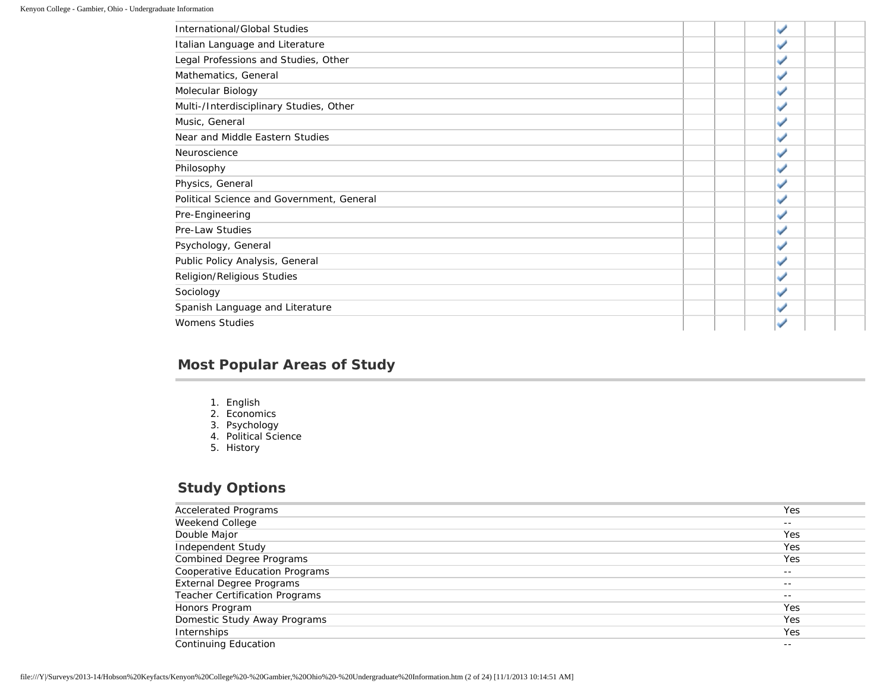| | | | | | | |
|---|---|---|---|---|---|---|
| International/Global Studies | | | | ✓ | | |
| Italian Language and Literature | | | | ✓ | | |
| Legal Professions and Studies, Other | | | | ✓ | | |
| Mathematics, General | | | | ✓ | | |
| Molecular Biology | | | | ✓ | | |
| Multi-/Interdisciplinary Studies, Other | | | | ✓ | | |
| Music, General | | | | ✓ | | |
| Near and Middle Eastern Studies | | | | ✓ | | |
| Neuroscience | | | | ✓ | | |
| Philosophy | | | | ✓ | | |
| Physics, General | | | | ✓ | | |
| Political Science and Government, General | | | | ✓ | | |
| Pre-Engineering | | | | ✓ | | |
| Pre-Law Studies | | | | ✓ | | |
| Psychology, General | | | | ✓ | | |
| Public Policy Analysis, General | | | | ✓ | | |
| Religion/Religious Studies | | | | ✓ | | |
| Sociology | | | | ✓ | | |
| Spanish Language and Literature | | | | ✓ | | |
| Womens Studies | | | | ✓ | | |

## Most Popular Areas of Study

1. English
2. Economics
3. Psychology
4. Political Science
5. History

## Study Options

| | |
|---|---|
| Accelerated Programs | Yes |
| Weekend College | -- |
| Double Major | Yes |
| Independent Study | Yes |
| Combined Degree Programs | Yes |
| Cooperative Education Programs | -- |
| External Degree Programs | -- |
| Teacher Certification Programs | -- |
| Honors Program | Yes |
| Domestic Study Away Programs | Yes |
| Internships | Yes |
| Continuing Education | -- |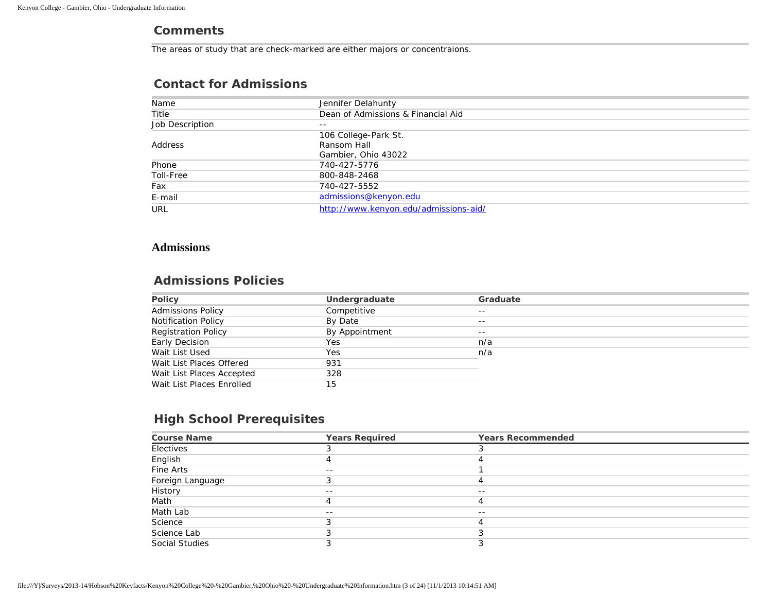## Comments

The areas of study that are check-marked are either majors or concentraions.

## Contact for Admissions

| | |
|---|---|
| Name | Jennifer Delahunty |
| Title | Dean of Admissions & Financial Aid |
| Job Description | -- |
| Address | 106 College-Park St.<br>Ransom Hall<br>Gambier, Ohio 43022 |
| Phone | 740-427-5776 |
| Toll-Free | 800-848-2468 |
| Fax | 740-427-5552 |
| E-mail | admissions@kenyon.edu |
| URL | http://www.kenyon.edu/admissions-aid/ |

# Admissions

## Admissions Policies

| Policy | Undergraduate | Graduate |
|---|---|---|
| Admissions Policy | Competitive | -- |
| Notification Policy | By Date | -- |
| Registration Policy | By Appointment | -- |
| Early Decision | Yes | n/a |
| Wait List Used | Yes | n/a |
| Wait List Places Offered | 931 | |
| Wait List Places Accepted | 328 | |
| Wait List Places Enrolled | 15 | |

## High School Prerequisites

| Course Name | Years Required | Years Recommended |
|---|---|---|
| Electives | 3 | 3 |
| English | 4 | 4 |
| Fine Arts | -- | 1 |
| Foreign Language | 3 | 4 |
| History | -- | -- |
| Math | 4 | 4 |
| Math Lab | -- | -- |
| Science | 3 | 4 |
| Science Lab | 3 | 3 |
| Social Studies | 3 | 3 |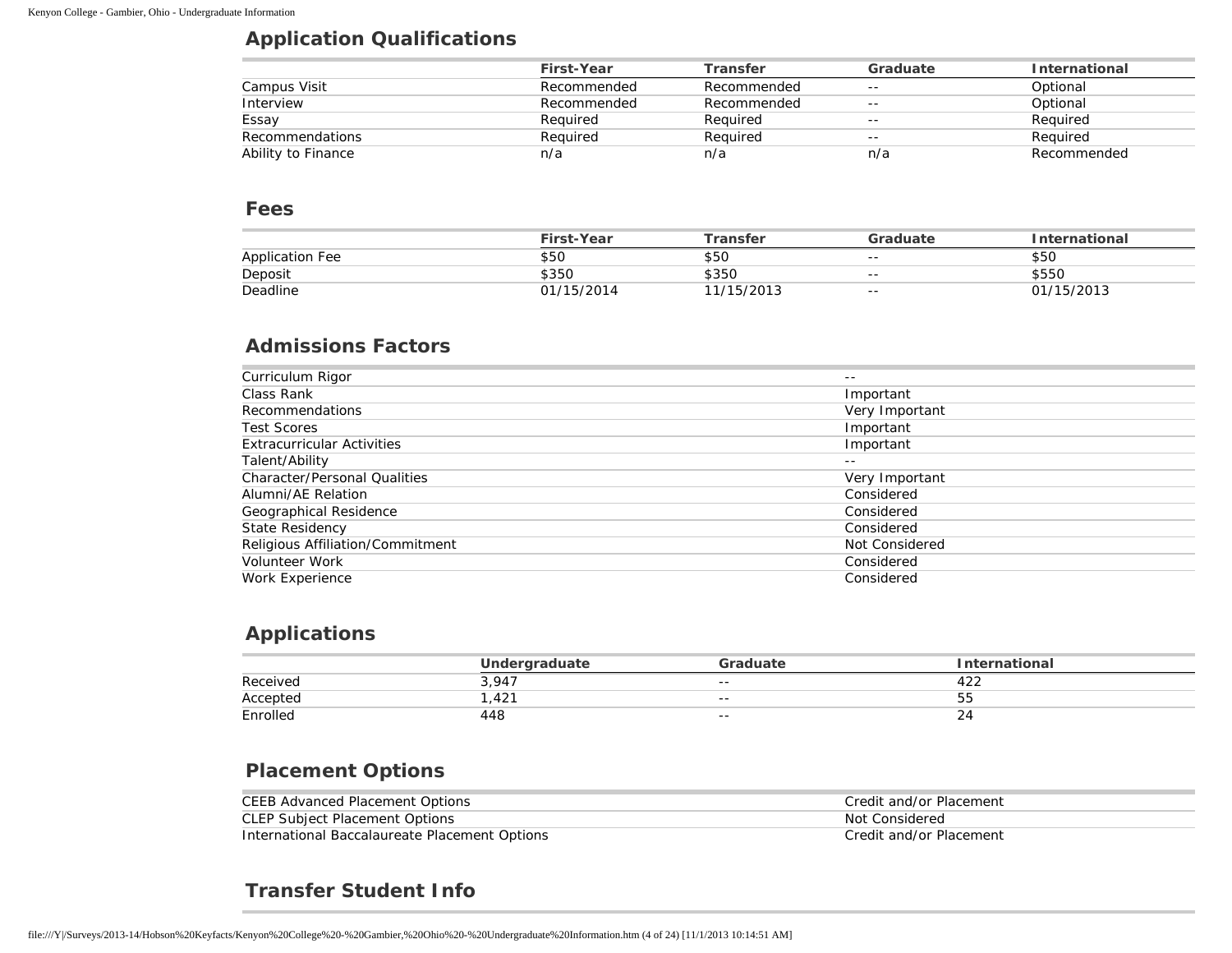## Application Qualifications

| | First-Year | Transfer | Graduate | International |
|---|---|---|---|---|
| Campus Visit | Recommended | Recommended | -- | Optional |
| Interview | Recommended | Recommended | -- | Optional |
| Essay | Required | Required | -- | Required |
| Recommendations | Required | Required | -- | Required |
| Ability to Finance | n/a | n/a | n/a | Recommended |

## Fees

| | First-Year | Transfer | Graduate | International |
|---|---|---|---|---|
| Application Fee | $50 | $50 | -- | $50 |
| Deposit | $350 | $350 | -- | $550 |
| Deadline | 01/15/2014 | 11/15/2013 | -- | 01/15/2013 |

## Admissions Factors

| | |
|---|---|
| Curriculum Rigor | -- |
| Class Rank | Important |
| Recommendations | Very Important |
| Test Scores | Important |
| Extracurricular Activities | Important |
| Talent/Ability | -- |
| Character/Personal Qualities | Very Important |
| Alumni/AE Relation | Considered |
| Geographical Residence | Considered |
| State Residency | Considered |
| Religious Affiliation/Commitment | Not Considered |
| Volunteer Work | Considered |
| Work Experience | Considered |

## Applications

| | Undergraduate | Graduate | International |
|---|---|---|---|
| Received | 3,947 | -- | 422 |
| Accepted | 1,421 | -- | 55 |
| Enrolled | 448 | -- | 24 |

## Placement Options

| | |
|---|---|
| CEEB Advanced Placement Options | Credit and/or Placement |
| CLEP Subject Placement Options | Not Considered |
| International Baccalaureate Placement Options | Credit and/or Placement |

## Transfer Student Info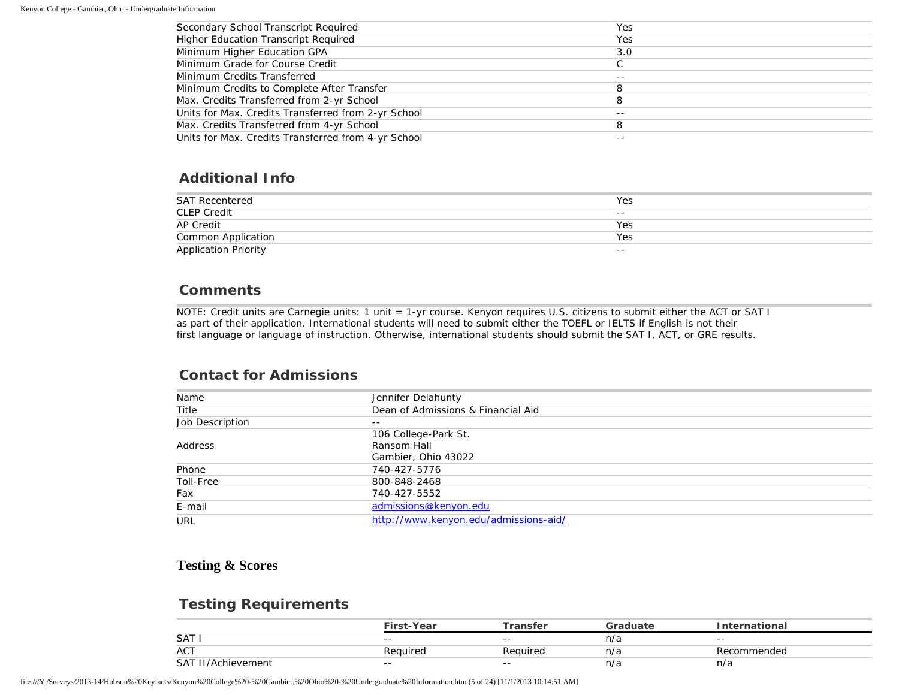| | |
|---|---|
| Secondary School Transcript Required | Yes |
| Higher Education Transcript Required | Yes |
| Minimum Higher Education GPA | 3.0 |
| Minimum Grade for Course Credit | C |
| Minimum Credits Transferred | -- |
| Minimum Credits to Complete After Transfer | 8 |
| Max. Credits Transferred from 2-yr School | 8 |
| Units for Max. Credits Transferred from 2-yr School | -- |
| Max. Credits Transferred from 4-yr School | 8 |
| Units for Max. Credits Transferred from 4-yr School | -- |

## Additional Info

| | |
|---|---|
| SAT Recentered | Yes |
| CLEP Credit | -- |
| AP Credit | Yes |
| Common Application | Yes |
| Application Priority | -- |

## Comments

NOTE: Credit units are Carnegie units: 1 unit = 1-yr course. Kenyon requires U.S. citizens to submit either the ACT or SAT I as part of their application. International students will need to submit either the TOEFL or IELTS if English is not their first language or language of instruction. Otherwise, international students should submit the SAT I, ACT, or GRE results.

## Contact for Admissions

| | |
|---|---|
| Name | Jennifer Delahunty |
| Title | Dean of Admissions & Financial Aid |
| Job Description | -- |
| Address | 106 College-Park St.<br>Ransom Hall<br>Gambier, Ohio 43022 |
| Phone | 740-427-5776 |
| Toll-Free | 800-848-2468 |
| Fax | 740-427-5552 |
| E-mail | admissions@kenyon.edu |
| URL | http://www.kenyon.edu/admissions-aid/ |

### Testing & Scores

## Testing Requirements

| | First-Year | Transfer | Graduate | International |
|---|---|---|---|---|
| SAT I | -- | -- | n/a | -- |
| ACT | Required | Required | n/a | Recommended |
| SAT II/Achievement | -- | -- | n/a | n/a |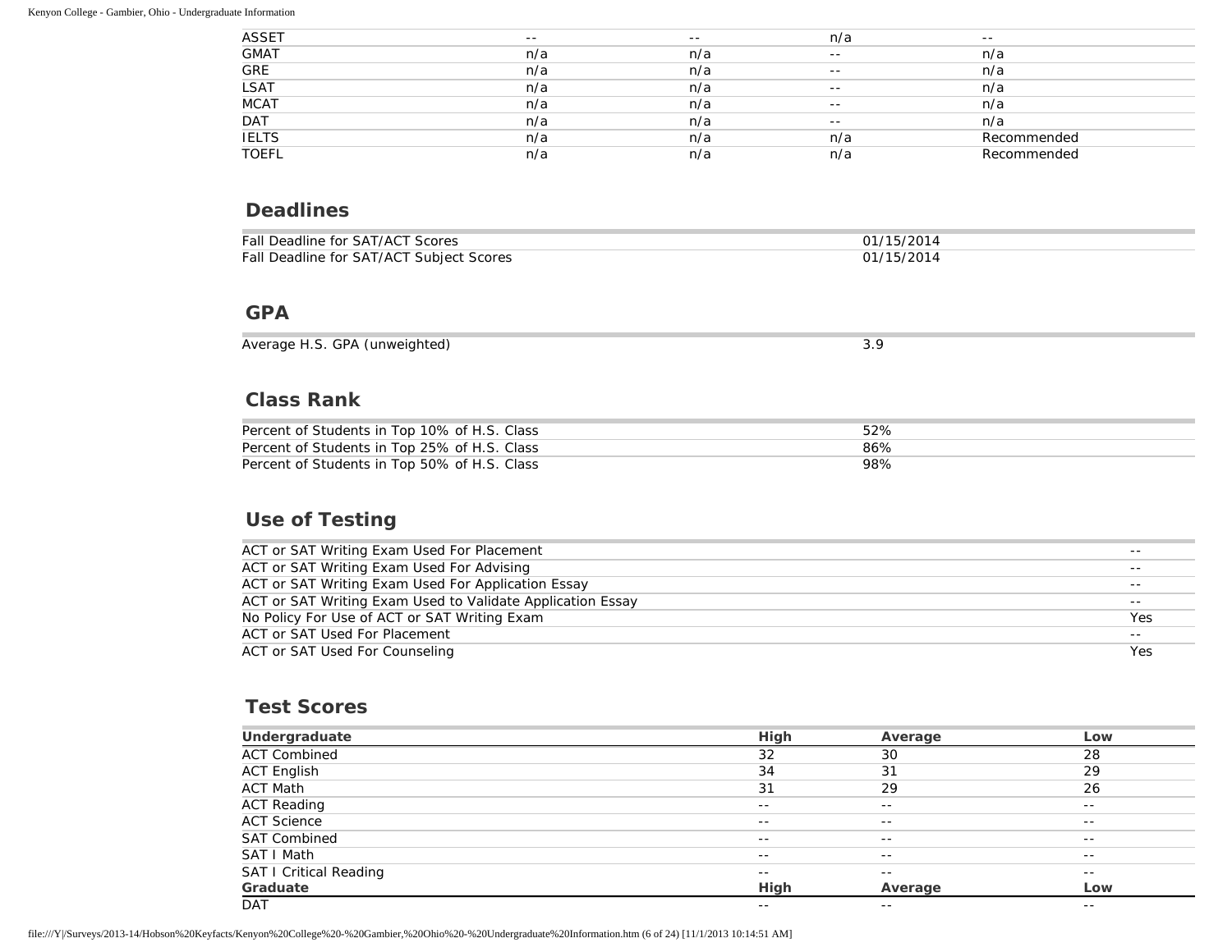| | | | | |
|---|---|---|---|---|
| ASSET | -- | -- | n/a | -- |
| GMAT | n/a | n/a | -- | n/a |
| GRE | n/a | n/a | -- | n/a |
| LSAT | n/a | n/a | -- | n/a |
| MCAT | n/a | n/a | -- | n/a |
| DAT | n/a | n/a | -- | n/a |
| IELTS | n/a | n/a | n/a | Recommended |
| TOEFL | n/a | n/a | n/a | Recommended |

## Deadlines

| | |
|---|---|
| Fall Deadline for SAT/ACT Scores | 01/15/2014 |
| Fall Deadline for SAT/ACT Subject Scores | 01/15/2014 |

## GPA

| | |
|---|---|
| Average H.S. GPA (unweighted) | 3.9 |

## Class Rank

| | |
|---|---|
| Percent of Students in Top 10% of H.S. Class | 52% |
| Percent of Students in Top 25% of H.S. Class | 86% |
| Percent of Students in Top 50% of H.S. Class | 98% |

## Use of Testing

| | |
|---|---|
| ACT or SAT Writing Exam Used For Placement | -- |
| ACT or SAT Writing Exam Used For Advising | -- |
| ACT or SAT Writing Exam Used For Application Essay | -- |
| ACT or SAT Writing Exam Used to Validate Application Essay | -- |
| No Policy For Use of ACT or SAT Writing Exam | Yes |
| ACT or SAT Used For Placement | -- |
| ACT or SAT Used For Counseling | Yes |

## Test Scores

| Undergraduate | High | Average | Low |
|---|---|---|---|
| ACT Combined | 32 | 30 | 28 |
| ACT English | 34 | 31 | 29 |
| ACT Math | 31 | 29 | 26 |
| ACT Reading | -- | -- | -- |
| ACT Science | -- | -- | -- |
| SAT Combined | -- | -- | -- |
| SAT I Math | -- | -- | -- |
| SAT I Critical Reading | -- | -- | -- |
| **Graduate** | **High** | **Average** | **Low** |
| DAT | -- | -- | -- |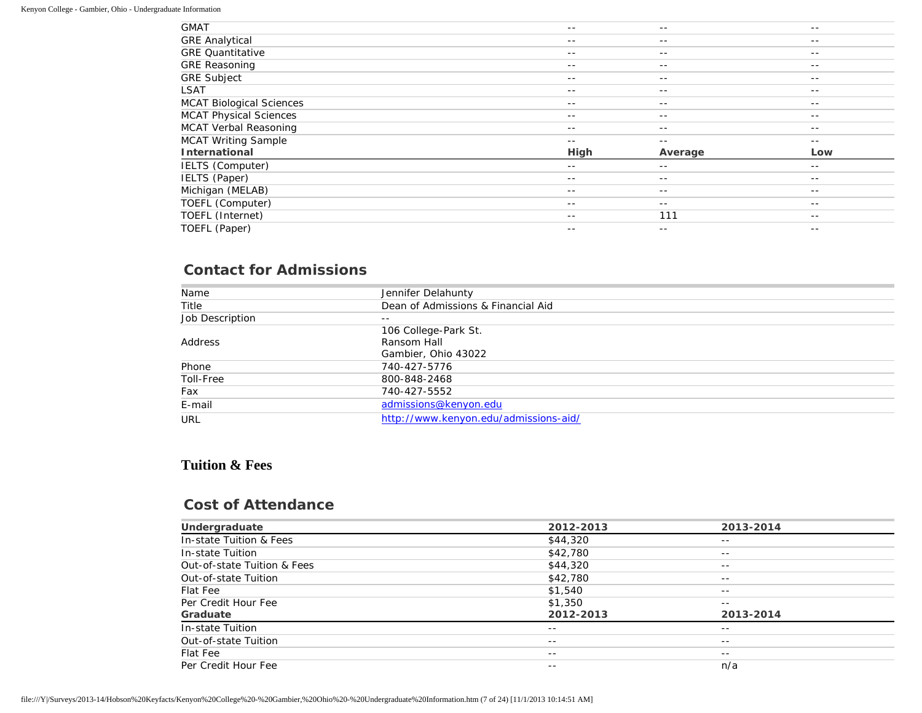| | | | |
|---|---|---|---|
| GMAT | -- | -- | -- |
| GRE Analytical | -- | -- | -- |
| GRE Quantitative | -- | -- | -- |
| GRE Reasoning | -- | -- | -- |
| GRE Subject | -- | -- | -- |
| LSAT | -- | -- | -- |
| MCAT Biological Sciences | -- | -- | -- |
| MCAT Physical Sciences | -- | -- | -- |
| MCAT Verbal Reasoning | -- | -- | -- |
| MCAT Writing Sample | -- | -- | -- |
| **International** | **High** | **Average** | **Low** |
| IELTS (Computer) | -- | -- | -- |
| IELTS (Paper) | -- | -- | -- |
| Michigan (MELAB) | -- | -- | -- |
| TOEFL (Computer) | -- | -- | -- |
| TOEFL (Internet) | -- | 111 | -- |
| TOEFL (Paper) | -- | -- | -- |

## Contact for Admissions

| | |
|---|---|
| Name | Jennifer Delahunty |
| Title | Dean of Admissions & Financial Aid |
| Job Description | -- |
| Address | 106 College-Park St.<br>Ransom Hall<br>Gambier, Ohio 43022 |
| Phone | 740-427-5776 |
| Toll-Free | 800-848-2468 |
| Fax | 740-427-5552 |
| E-mail | admissions@kenyon.edu |
| URL | http://www.kenyon.edu/admissions-aid/ |

### Tuition & Fees

## Cost of Attendance

| **Undergraduate** | **2012-2013** | **2013-2014** |
|---|---|---|
| In-state Tuition & Fees | $44,320 | -- |
| In-state Tuition | $42,780 | -- |
| Out-of-state Tuition & Fees | $44,320 | -- |
| Out-of-state Tuition | $42,780 | -- |
| Flat Fee | $1,540 | -- |
| Per Credit Hour Fee | $1,350 | -- |
| **Graduate** | **2012-2013** | **2013-2014** |
| In-state Tuition | -- | -- |
| Out-of-state Tuition | -- | -- |
| Flat Fee | -- | -- |
| Per Credit Hour Fee | -- | n/a |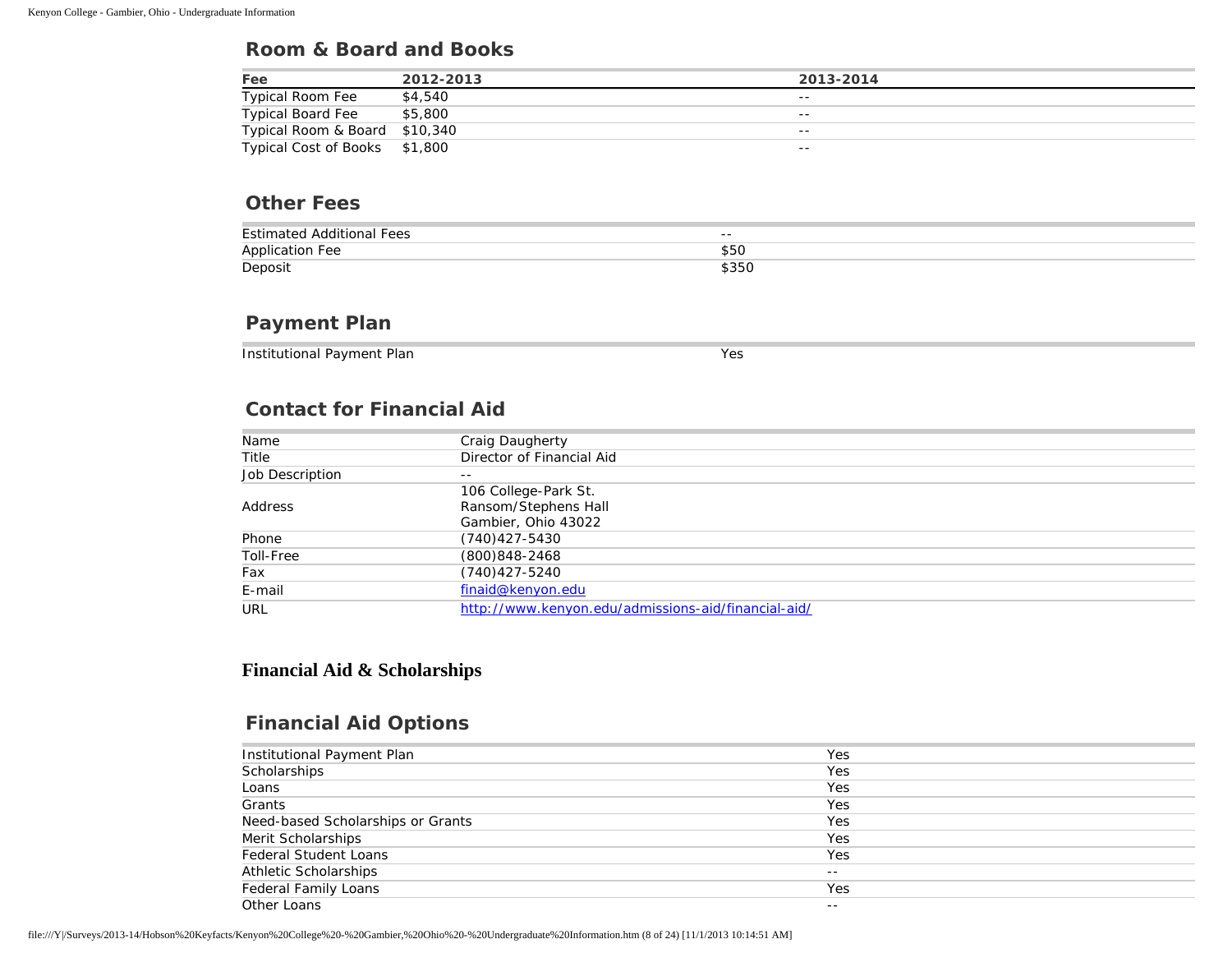## Room & Board and Books

| Fee | 2012-2013 | 2013-2014 |
|---|---|---|
| Typical Room Fee | $4,540 | -- |
| Typical Board Fee | $5,800 | -- |
| Typical Room & Board | $10,340 | -- |
| Typical Cost of Books | $1,800 | -- |

## Other Fees

| | |
|---|---|
| Estimated Additional Fees | -- |
| Application Fee | $50 |
| Deposit | $350 |

## Payment Plan

| | |
|---|---|
| Institutional Payment Plan | Yes |

## Contact for Financial Aid

| | |
|---|---|
| Name | Craig Daugherty |
| Title | Director of Financial Aid |
| Job Description | -- |
| Address | 106 College-Park St.<br>Ransom/Stephens Hall<br>Gambier, Ohio 43022 |
| Phone | (740)427-5430 |
| Toll-Free | (800)848-2468 |
| Fax | (740)427-5240 |
| E-mail | finaid@kenyon.edu |
| URL | http://www.kenyon.edu/admissions-aid/financial-aid/ |

# Financial Aid & Scholarships

## Financial Aid Options

| | |
|---|---|
| Institutional Payment Plan | Yes |
| Scholarships | Yes |
| Loans | Yes |
| Grants | Yes |
| Need-based Scholarships or Grants | Yes |
| Merit Scholarships | Yes |
| Federal Student Loans | Yes |
| Athletic Scholarships | -- |
| Federal Family Loans | Yes |
| Other Loans | -- |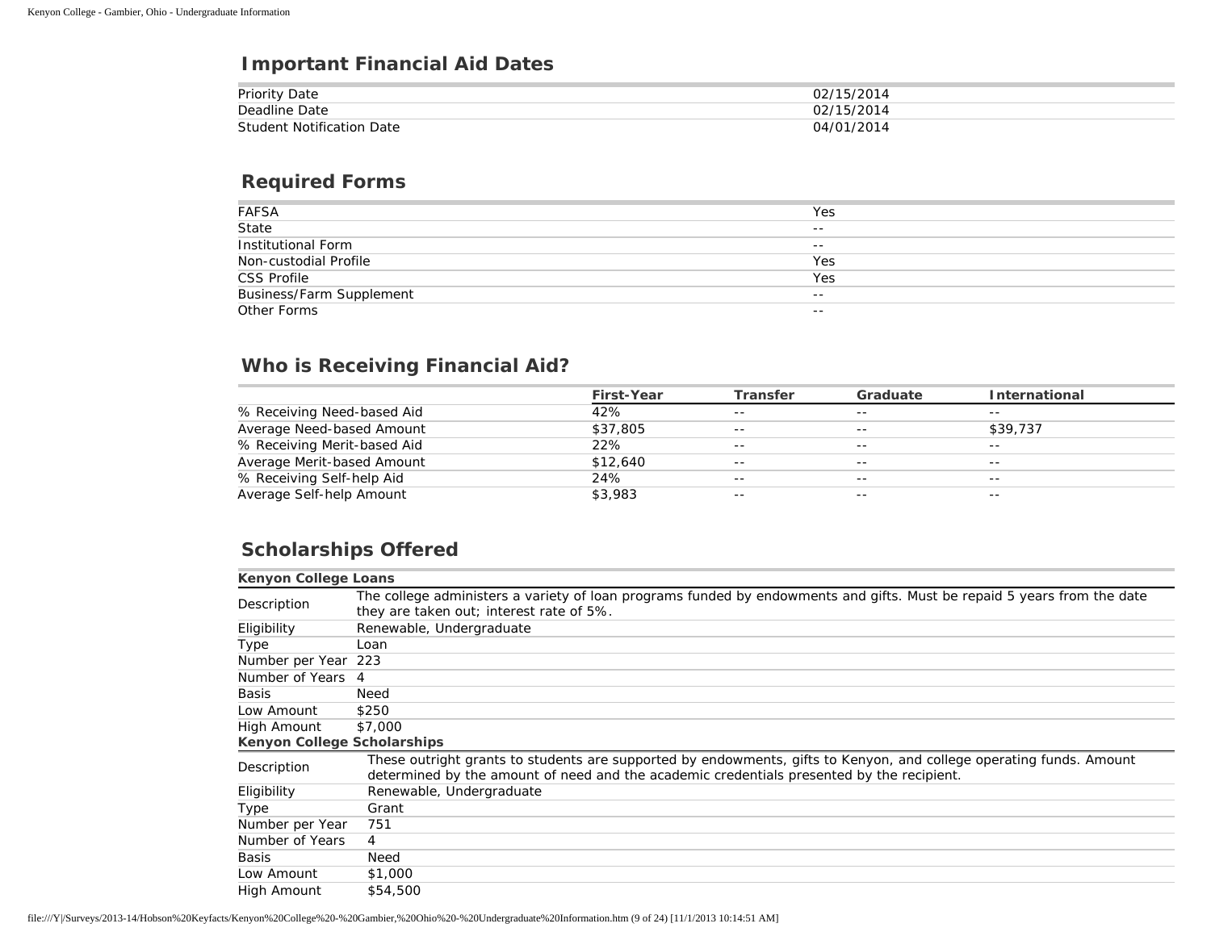## Important Financial Aid Dates

| | |
|---|---|
| Priority Date | 02/15/2014 |
| Deadline Date | 02/15/2014 |
| Student Notification Date | 04/01/2014 |

## Required Forms

| | |
|---|---|
| FAFSA | Yes |
| State | -- |
| Institutional Form | -- |
| Non-custodial Profile | Yes |
| CSS Profile | Yes |
| Business/Farm Supplement | -- |
| Other Forms | -- |

## Who is Receiving Financial Aid?

| | First-Year | Transfer | Graduate | International |
|---|---|---|---|---|
| % Receiving Need-based Aid | 42% | -- | -- | -- |
| Average Need-based Amount | $37,805 | -- | -- | $39,737 |
| % Receiving Merit-based Aid | 22% | -- | -- | -- |
| Average Merit-based Amount | $12,640 | -- | -- | -- |
| % Receiving Self-help Aid | 24% | -- | -- | -- |
| Average Self-help Amount | $3,983 | -- | -- | -- |

## Scholarships Offered

**Kenyon College Loans**

| | |
|---|---|
| Description | The college administers a variety of loan programs funded by endowments and gifts. Must be repaid 5 years from the date they are taken out; interest rate of 5%. |
| Eligibility | Renewable, Undergraduate |
| Type | Loan |
| Number per Year | 223 |
| Number of Years | 4 |
| Basis | Need |
| Low Amount | $250 |
| High Amount | $7,000 |

**Kenyon College Scholarships**

| | |
|---|---|
| Description | These outright grants to students are supported by endowments, gifts to Kenyon, and college operating funds. Amount determined by the amount of need and the academic credentials presented by the recipient. |
| Eligibility | Renewable, Undergraduate |
| Type | Grant |
| Number per Year | 751 |
| Number of Years | 4 |
| Basis | Need |
| Low Amount | $1,000 |
| High Amount | $54,500 |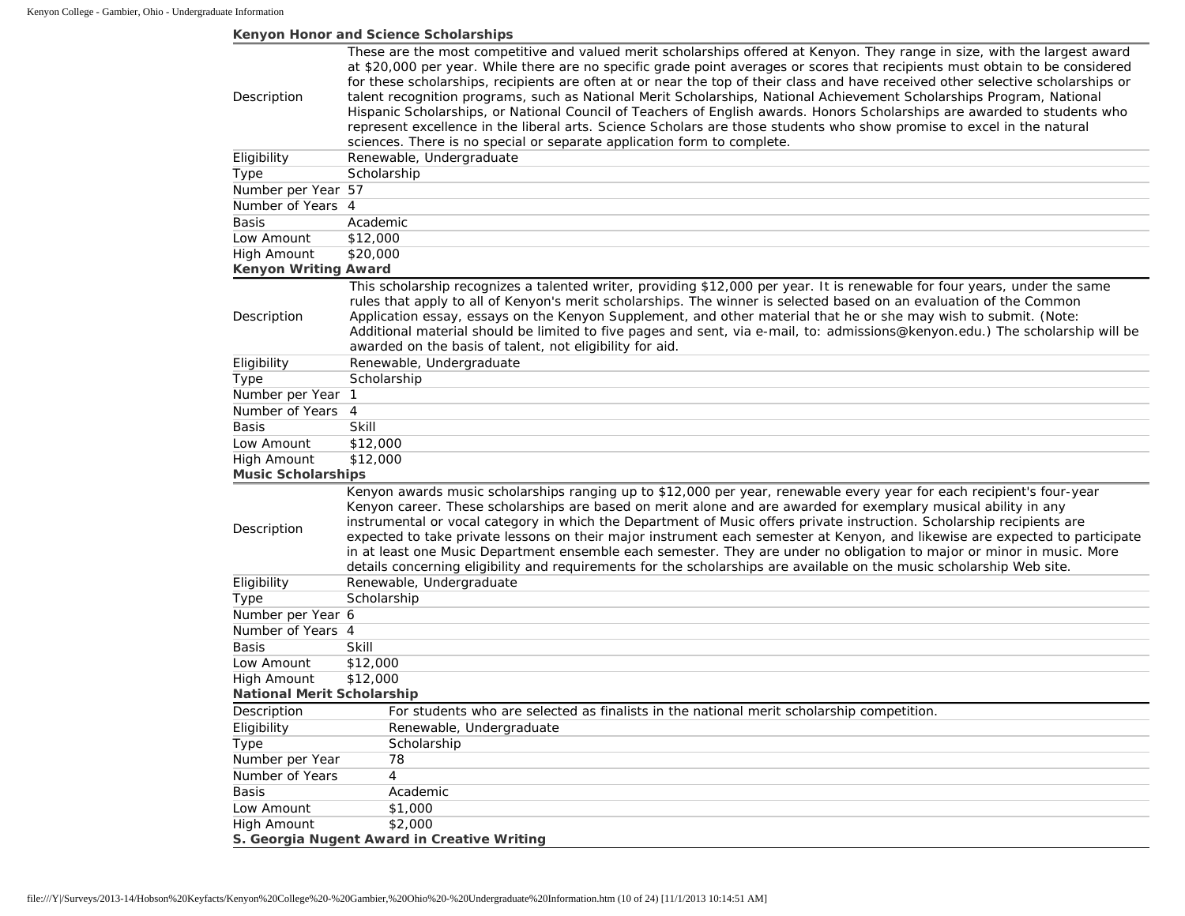### Kenyon Honor and Science Scholarships

| | |
|---|---|
| Description | These are the most competitive and valued merit scholarships offered at Kenyon. They range in size, with the largest award at $20,000 per year. While there are no specific grade point averages or scores that recipients must obtain to be considered for these scholarships, recipients are often at or near the top of their class and have received other selective scholarships or talent recognition programs, such as National Merit Scholarships, National Achievement Scholarships Program, National Hispanic Scholarships, or National Council of Teachers of English awards. Honors Scholarships are awarded to students who represent excellence in the liberal arts. Science Scholars are those students who show promise to excel in the natural sciences. There is no special or separate application form to complete. |
| Eligibility | Renewable, Undergraduate |
| Type | Scholarship |
| Number per Year | 57 |
| Number of Years | 4 |
| Basis | Academic |
| Low Amount | $12,000 |
| High Amount | $20,000 |

### Kenyon Writing Award

| | |
|---|---|
| Description | This scholarship recognizes a talented writer, providing $12,000 per year. It is renewable for four years, under the same rules that apply to all of Kenyon's merit scholarships. The winner is selected based on an evaluation of the Common Application essay, essays on the Kenyon Supplement, and other material that he or she may wish to submit. (Note: Additional material should be limited to five pages and sent, via e-mail, to: admissions@kenyon.edu.) The scholarship will be awarded on the basis of talent, not eligibility for aid. |
| Eligibility | Renewable, Undergraduate |
| Type | Scholarship |
| Number per Year | 1 |
| Number of Years | 4 |
| Basis | Skill |
| Low Amount | $12,000 |
| High Amount | $12,000 |

### Music Scholarships

| | |
|---|---|
| Description | Kenyon awards music scholarships ranging up to $12,000 per year, renewable every year for each recipient's four-year Kenyon career. These scholarships are based on merit alone and are awarded for exemplary musical ability in any instrumental or vocal category in which the Department of Music offers private instruction. Scholarship recipients are expected to take private lessons on their major instrument each semester at Kenyon, and likewise are expected to participate in at least one Music Department ensemble each semester. They are under no obligation to major or minor in music. More details concerning eligibility and requirements for the scholarships are available on the music scholarship Web site. |
| Eligibility | Renewable, Undergraduate |
| Type | Scholarship |
| Number per Year | 6 |
| Number of Years | 4 |
| Basis | Skill |
| Low Amount | $12,000 |
| High Amount | $12,000 |

### National Merit Scholarship

| | |
|---|---|
| Description | For students who are selected as finalists in the national merit scholarship competition. |
| Eligibility | Renewable, Undergraduate |
| Type | Scholarship |
| Number per Year | 78 |
| Number of Years | 4 |
| Basis | Academic |
| Low Amount | $1,000 |
| High Amount | $2,000 |

### S. Georgia Nugent Award in Creative Writing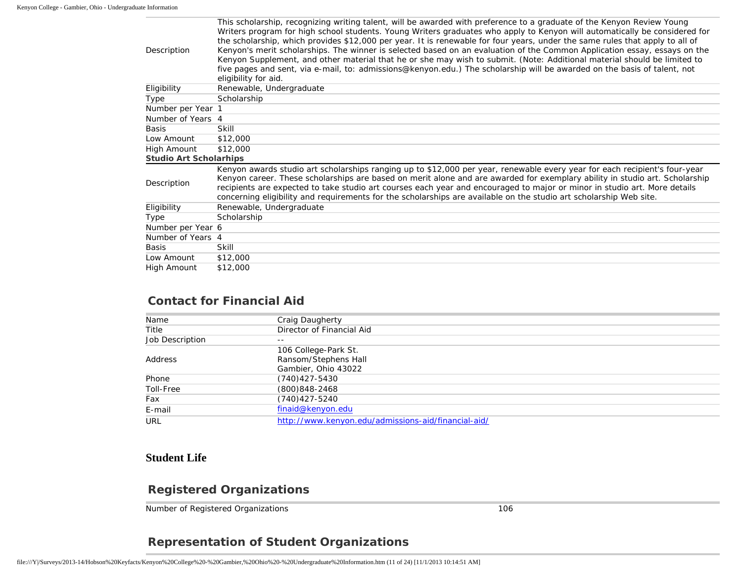| | |
|---|---|
| Description | This scholarship, recognizing writing talent, will be awarded with preference to a graduate of the Kenyon Review Young Writers program for high school students. Young Writers graduates who apply to Kenyon will automatically be considered for the scholarship, which provides $12,000 per year. It is renewable for four years, under the same rules that apply to all of Kenyon's merit scholarships. The winner is selected based on an evaluation of the Common Application essay, essays on the Kenyon Supplement, and other material that he or she may wish to submit. (Note: Additional material should be limited to five pages and sent, via e-mail, to: admissions@kenyon.edu.) The scholarship will be awarded on the basis of talent, not eligibility for aid. |
| Eligibility | Renewable, Undergraduate |
| Type | Scholarship |
| Number per Year | 1 |
| Number of Years | 4 |
| Basis | Skill |
| Low Amount | $12,000 |
| High Amount | $12,000 |

**Studio Art Scholarships**

| | |
|---|---|
| Description | Kenyon awards studio art scholarships ranging up to $12,000 per year, renewable every year for each recipient's four-year Kenyon career. These scholarships are based on merit alone and are awarded for exemplary ability in studio art. Scholarship recipients are expected to take studio art courses each year and encouraged to major or minor in studio art. More details concerning eligibility and requirements for the scholarships are available on the studio art scholarship Web site. |
| Eligibility | Renewable, Undergraduate |
| Type | Scholarship |
| Number per Year | 6 |
| Number of Years | 4 |
| Basis | Skill |
| Low Amount | $12,000 |
| High Amount | $12,000 |

## Contact for Financial Aid

| | |
|---|---|
| Name | Craig Daugherty |
| Title | Director of Financial Aid |
| Job Description | -- |
| Address | 106 College-Park St.<br>Ransom/Stephens Hall<br>Gambier, Ohio 43022 |
| Phone | (740)427-5430 |
| Toll-Free | (800)848-2468 |
| Fax | (740)427-5240 |
| E-mail | finaid@kenyon.edu |
| URL | http://www.kenyon.edu/admissions-aid/financial-aid/ |

# Student Life

## Registered Organizations

| | |
|---|---|
| Number of Registered Organizations | 106 |

## Representation of Student Organizations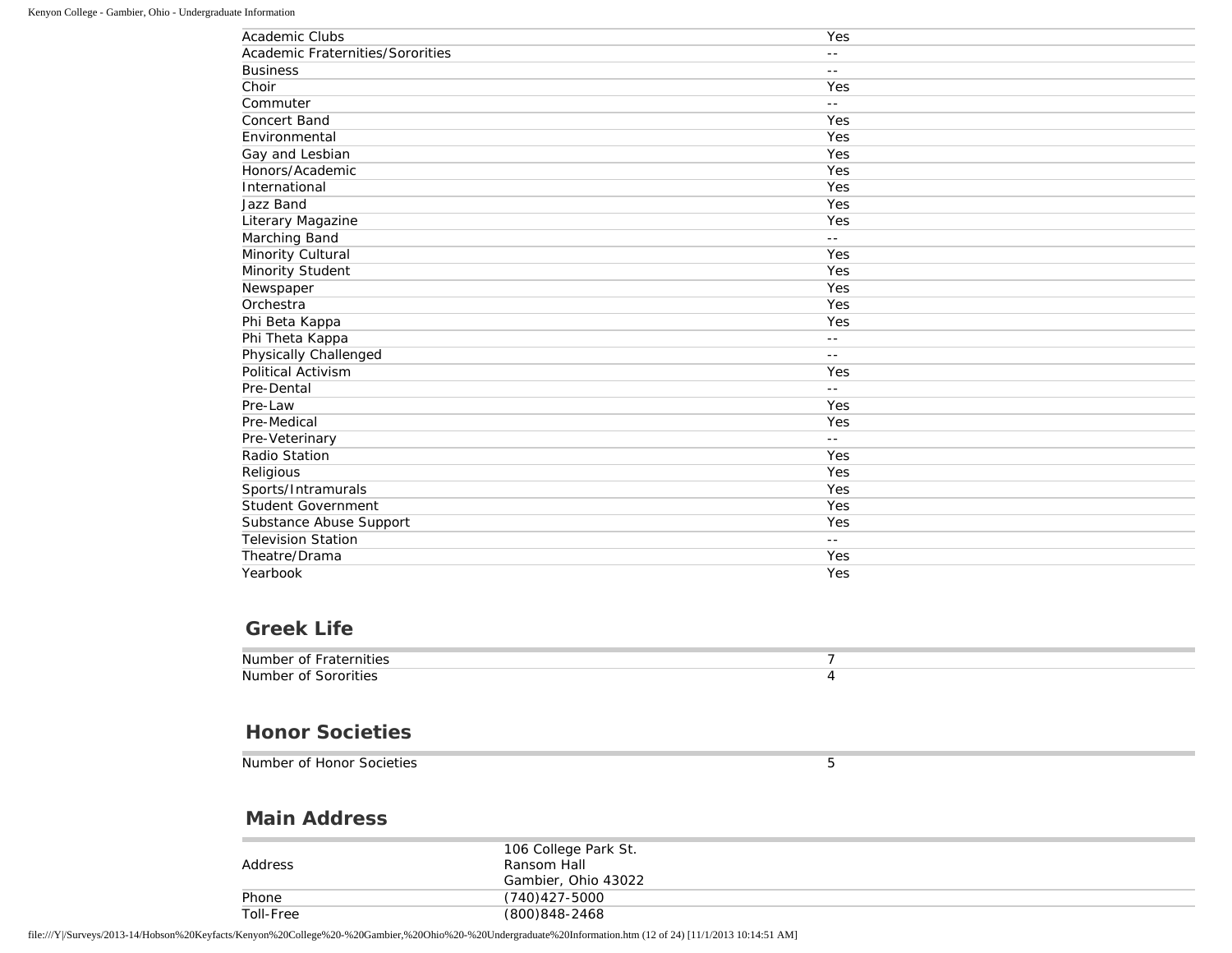| | |
|---|---|
| Academic Clubs | Yes |
| Academic Fraternities/Sororities | -- |
| Business | -- |
| Choir | Yes |
| Commuter | -- |
| Concert Band | Yes |
| Environmental | Yes |
| Gay and Lesbian | Yes |
| Honors/Academic | Yes |
| International | Yes |
| Jazz Band | Yes |
| Literary Magazine | Yes |
| Marching Band | -- |
| Minority Cultural | Yes |
| Minority Student | Yes |
| Newspaper | Yes |
| Orchestra | Yes |
| Phi Beta Kappa | Yes |
| Phi Theta Kappa | -- |
| Physically Challenged | -- |
| Political Activism | Yes |
| Pre-Dental | -- |
| Pre-Law | Yes |
| Pre-Medical | Yes |
| Pre-Veterinary | -- |
| Radio Station | Yes |
| Religious | Yes |
| Sports/Intramurals | Yes |
| Student Government | Yes |
| Substance Abuse Support | Yes |
| Television Station | -- |
| Theatre/Drama | Yes |
| Yearbook | Yes |

## Greek Life

| | |
|---|---|
| Number of Fraternities | 7 |
| Number of Sororities | 4 |

## Honor Societies

| | |
|---|---|
| Number of Honor Societies | 5 |

## Main Address

| | |
|---|---|
| Address | 106 College Park St.<br>Ransom Hall<br>Gambier, Ohio 43022 |
| Phone | (740)427-5000 |
| Toll-Free | (800)848-2468 |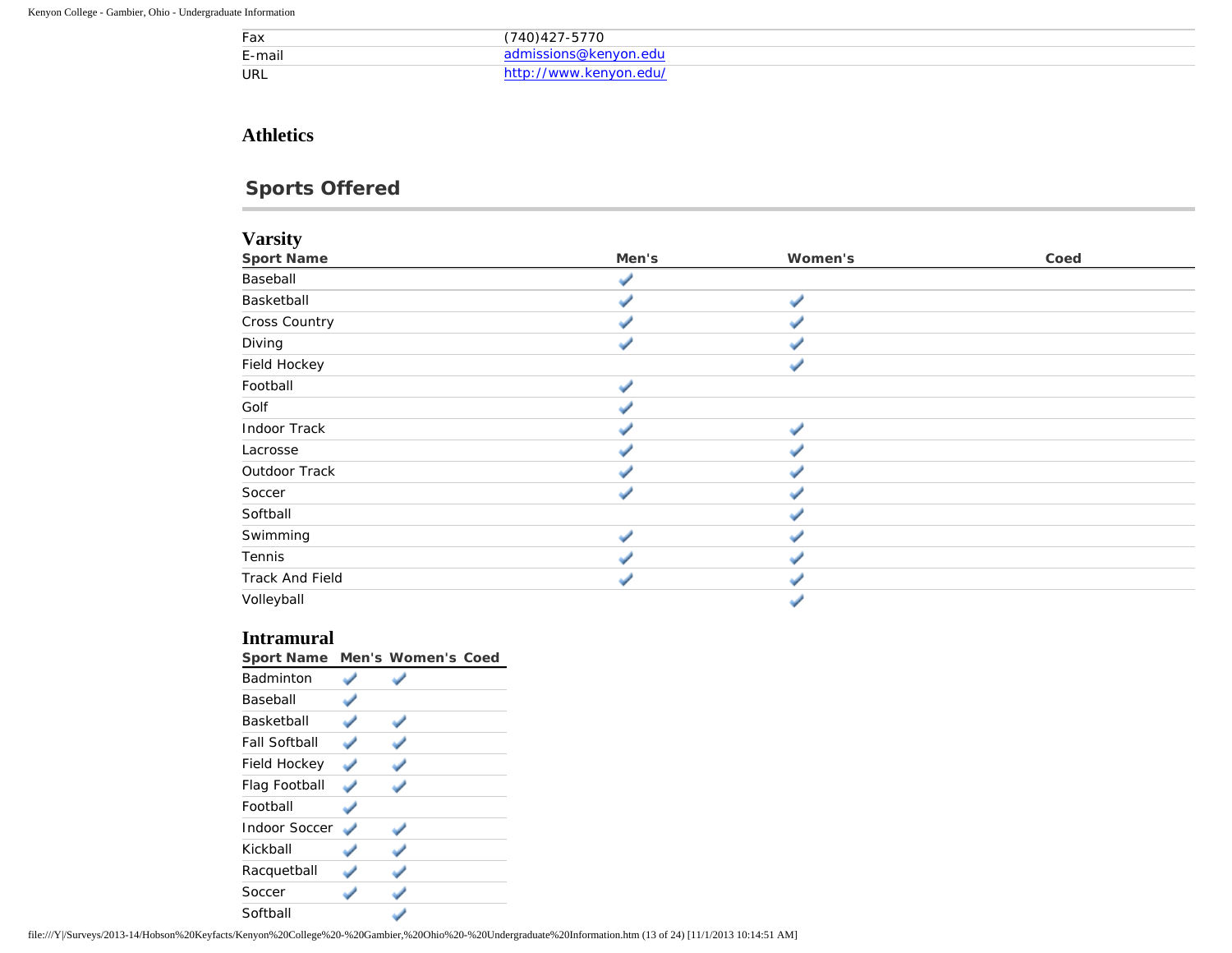| | |
|---|---|
| Fax | (740)427-5770 |
| E-mail | admissions@kenyon.edu |
| URL | http://www.kenyon.edu/ |

### Athletics

## Sports Offered

### Varsity

| Sport Name | Men's | Women's | Coed |
|---|---|---|---|
| Baseball | ✓ | | |
| Basketball | ✓ | ✓ | |
| Cross Country | ✓ | ✓ | |
| Diving | ✓ | ✓ | |
| Field Hockey | | ✓ | |
| Football | ✓ | | |
| Golf | ✓ | | |
| Indoor Track | ✓ | ✓ | |
| Lacrosse | ✓ | ✓ | |
| Outdoor Track | ✓ | ✓ | |
| Soccer | ✓ | ✓ | |
| Softball | | ✓ | |
| Swimming | ✓ | ✓ | |
| Tennis | ✓ | ✓ | |
| Track And Field | ✓ | ✓ | |
| Volleyball | | ✓ | |

### Intramural

| Sport Name | Men's | Women's | Coed |
|---|---|---|---|
| Badminton | ✓ | ✓ | |
| Baseball | ✓ | | |
| Basketball | ✓ | ✓ | |
| Fall Softball | ✓ | ✓ | |
| Field Hockey | ✓ | ✓ | |
| Flag Football | ✓ | ✓ | |
| Football | ✓ | | |
| Indoor Soccer | ✓ | ✓ | |
| Kickball | ✓ | ✓ | |
| Racquetball | ✓ | ✓ | |
| Soccer | ✓ | ✓ | |
| Softball | | ✓ | |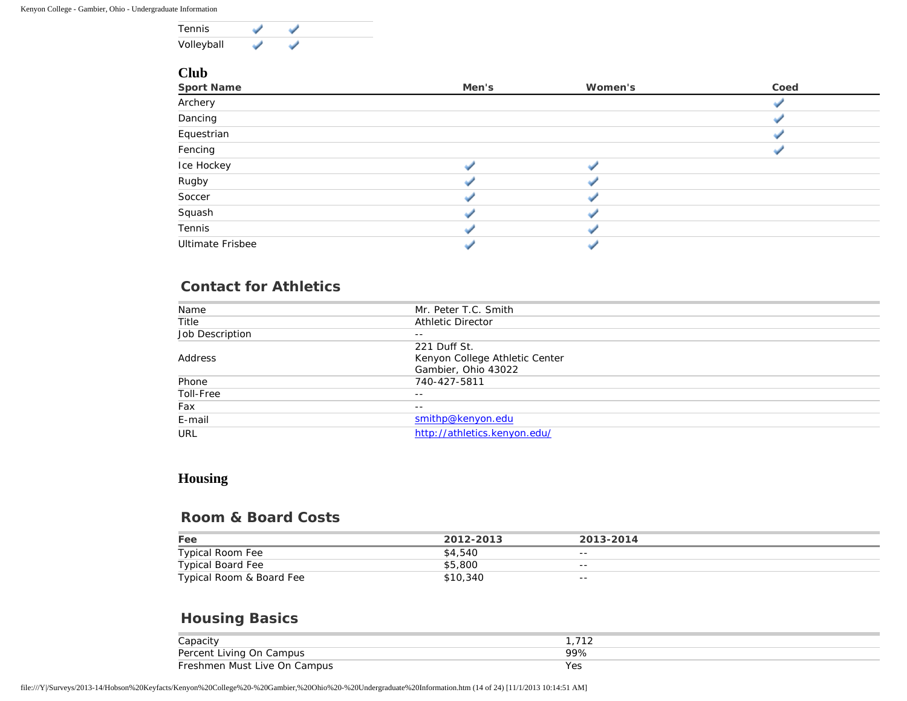| | | |
|---|---|---|
| Tennis | ✓ | ✓ |
| Volleyball | ✓ | ✓ |

### Club

| Sport Name | Men's | Women's | Coed |
|---|---|---|---|
| Archery | | | ✓ |
| Dancing | | | ✓ |
| Equestrian | | | ✓ |
| Fencing | | | ✓ |
| Ice Hockey | ✓ | ✓ | |
| Rugby | ✓ | ✓ | |
| Soccer | ✓ | ✓ | |
| Squash | ✓ | ✓ | |
| Tennis | ✓ | ✓ | |
| Ultimate Frisbee | ✓ | ✓ | |

## Contact for Athletics

| | |
|---|---|
| Name | Mr. Peter T.C. Smith |
| Title | Athletic Director |
| Job Description | -- |
| Address | 221 Duff St.<br>Kenyon College Athletic Center<br>Gambier, Ohio 43022 |
| Phone | 740-427-5811 |
| Toll-Free | -- |
| Fax | -- |
| E-mail | smithp@kenyon.edu |
| URL | http://athletics.kenyon.edu/ |

# Housing

## Room & Board Costs

| Fee | 2012-2013 | 2013-2014 |
|---|---|---|
| Typical Room Fee | $4,540 | -- |
| Typical Board Fee | $5,800 | -- |
| Typical Room & Board Fee | $10,340 | -- |

## Housing Basics

| | |
|---|---|
| Capacity | 1,712 |
| Percent Living On Campus | 99% |
| Freshmen Must Live On Campus | Yes |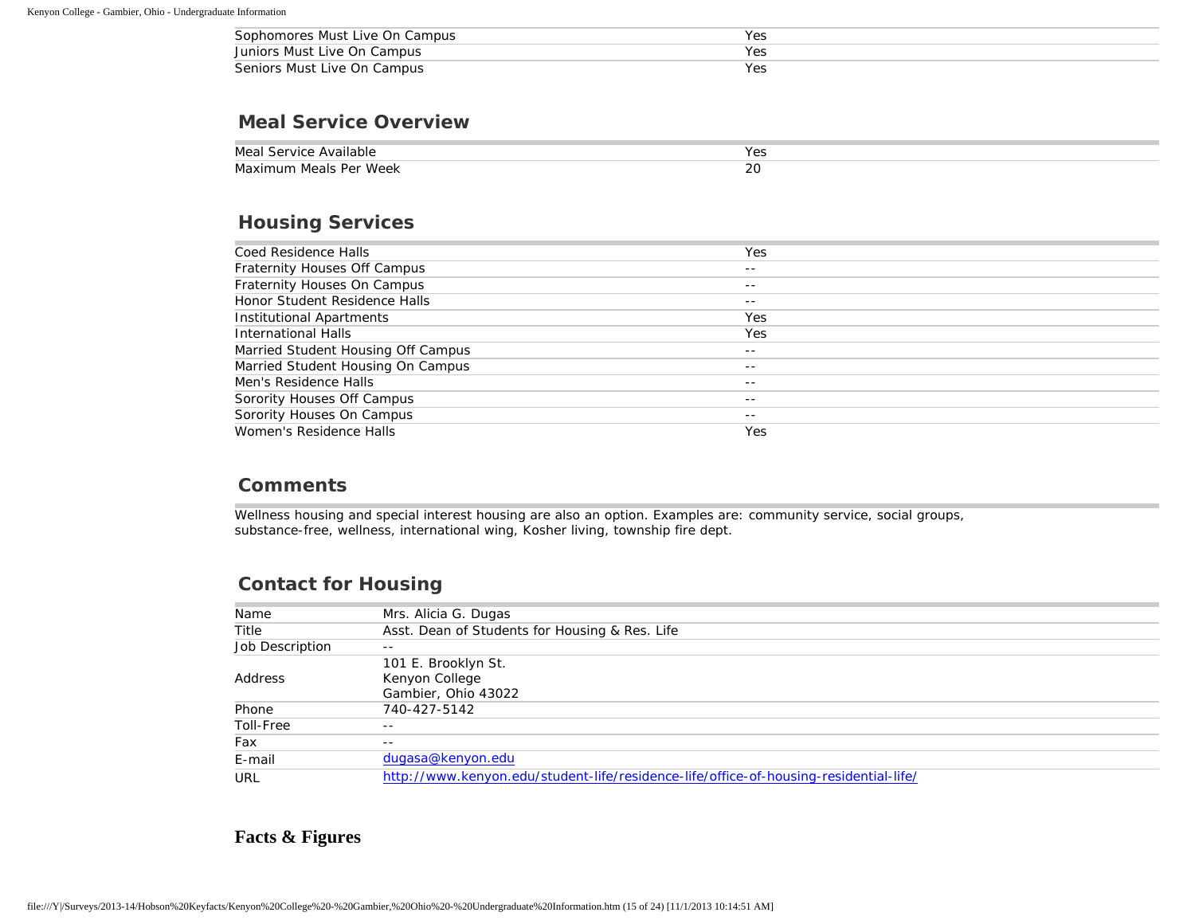| | |
|---|---|
| Sophomores Must Live On Campus | Yes |
| Juniors Must Live On Campus | Yes |
| Seniors Must Live On Campus | Yes |

## Meal Service Overview

| | |
|---|---|
| Meal Service Available | Yes |
| Maximum Meals Per Week | 20 |

## Housing Services

| | |
|---|---|
| Coed Residence Halls | Yes |
| Fraternity Houses Off Campus | -- |
| Fraternity Houses On Campus | -- |
| Honor Student Residence Halls | -- |
| Institutional Apartments | Yes |
| International Halls | Yes |
| Married Student Housing Off Campus | -- |
| Married Student Housing On Campus | -- |
| Men's Residence Halls | -- |
| Sorority Houses Off Campus | -- |
| Sorority Houses On Campus | -- |
| Women's Residence Halls | Yes |

## Comments

Wellness housing and special interest housing are also an option. Examples are: community service, social groups, substance-free, wellness, international wing, Kosher living, township fire dept.

## Contact for Housing

| | |
|---|---|
| Name | Mrs. Alicia G. Dugas |
| Title | Asst. Dean of Students for Housing & Res. Life |
| Job Description | -- |
| Address | 101 E. Brooklyn St.<br>Kenyon College<br>Gambier, Ohio 43022 |
| Phone | 740-427-5142 |
| Toll-Free | -- |
| Fax | -- |
| E-mail | dugasa@kenyon.edu |
| URL | http://www.kenyon.edu/student-life/residence-life/office-of-housing-residential-life/ |

# Facts & Figures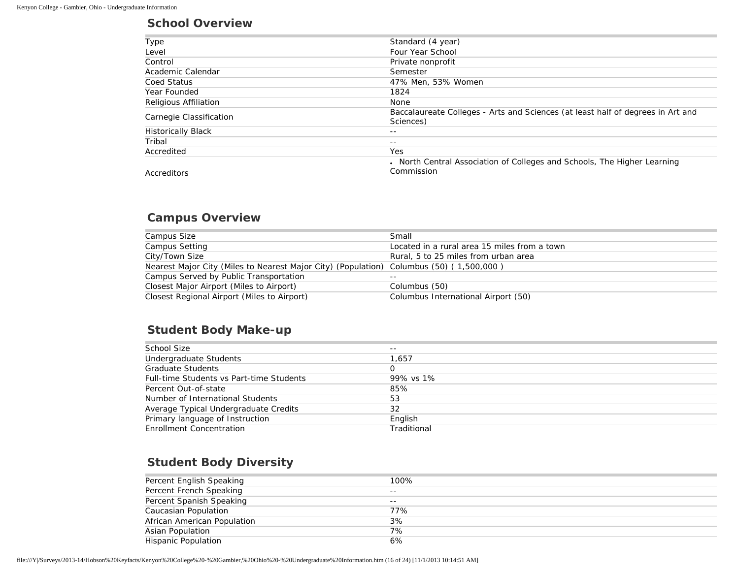## School Overview

| | |
|---|---|
| Type | Standard (4 year) |
| Level | Four Year School |
| Control | Private nonprofit |
| Academic Calendar | Semester |
| Coed Status | 47% Men, 53% Women |
| Year Founded | 1824 |
| Religious Affiliation | None |
| Carnegie Classification | Baccalaureate Colleges - Arts and Sciences (at least half of degrees in Art and Sciences) |
| Historically Black | -- |
| Tribal | -- |
| Accredited | Yes |
| Accreditors | • North Central Association of Colleges and Schools, The Higher Learning Commission |

## Campus Overview

| | |
|---|---|
| Campus Size | Small |
| Campus Setting | Located in a rural area 15 miles from a town |
| City/Town Size | Rural, 5 to 25 miles from urban area |
| Nearest Major City (Miles to Nearest Major City) (Population) | Columbus (50) ( 1,500,000 ) |
| Campus Served by Public Transportation | -- |
| Closest Major Airport (Miles to Airport) | Columbus (50) |
| Closest Regional Airport (Miles to Airport) | Columbus International Airport (50) |

## Student Body Make-up

| | |
|---|---|
| School Size | -- |
| Undergraduate Students | 1,657 |
| Graduate Students | 0 |
| Full-time Students vs Part-time Students | 99% vs 1% |
| Percent Out-of-state | 85% |
| Number of International Students | 53 |
| Average Typical Undergraduate Credits | 32 |
| Primary language of Instruction | English |
| Enrollment Concentration | Traditional |

## Student Body Diversity

| | |
|---|---|
| Percent English Speaking | 100% |
| Percent French Speaking | -- |
| Percent Spanish Speaking | -- |
| Caucasian Population | 77% |
| African American Population | 3% |
| Asian Population | 7% |
| Hispanic Population | 6% |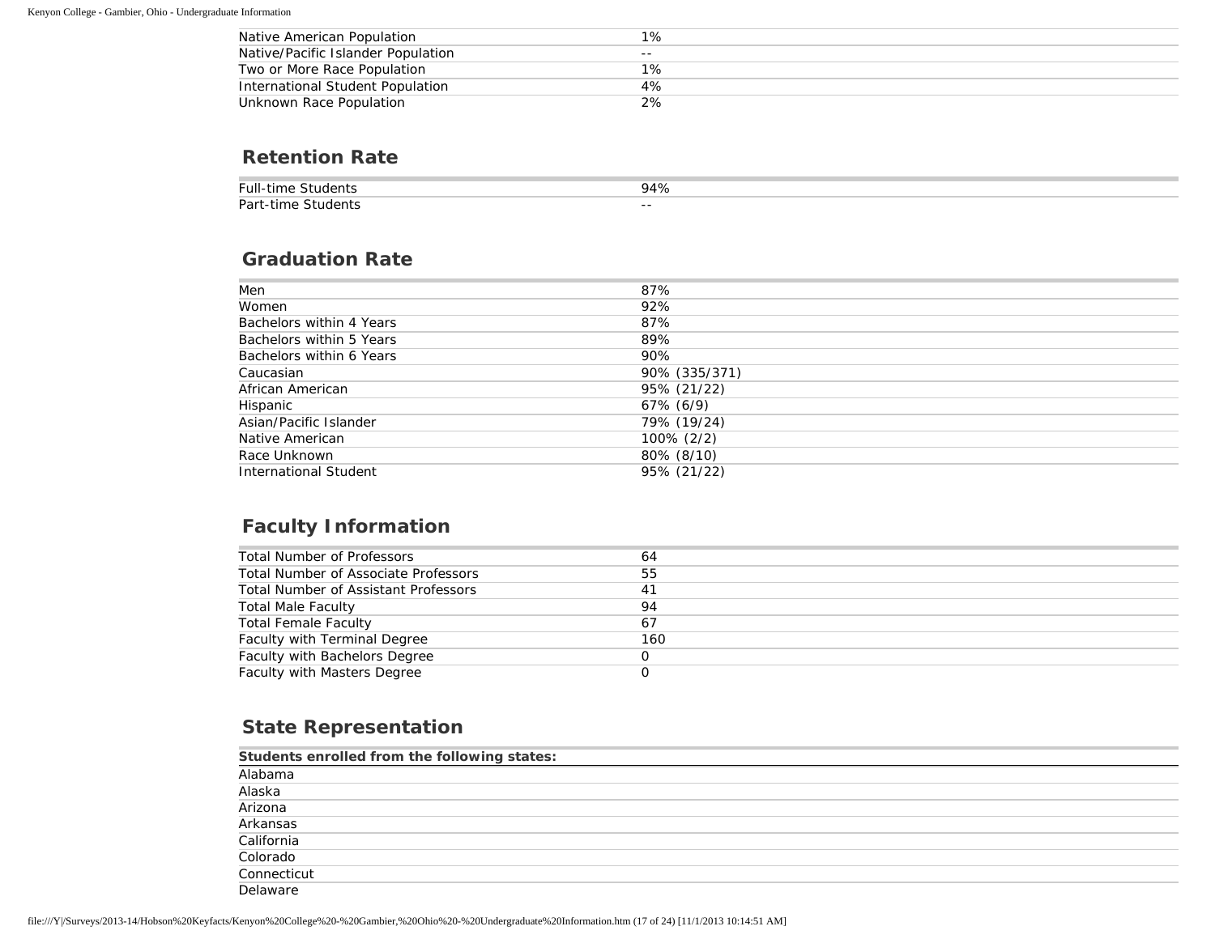| | |
|---|---|
| Native American Population | 1% |
| Native/Pacific Islander Population | -- |
| Two or More Race Population | 1% |
| International Student Population | 4% |
| Unknown Race Population | 2% |

## Retention Rate

| | |
|---|---|
| Full-time Students | 94% |
| Part-time Students | -- |

## Graduation Rate

| | |
|---|---|
| Men | 87% |
| Women | 92% |
| Bachelors within 4 Years | 87% |
| Bachelors within 5 Years | 89% |
| Bachelors within 6 Years | 90% |
| Caucasian | 90% (335/371) |
| African American | 95% (21/22) |
| Hispanic | 67% (6/9) |
| Asian/Pacific Islander | 79% (19/24) |
| Native American | 100% (2/2) |
| Race Unknown | 80% (8/10) |
| International Student | 95% (21/22) |

## Faculty Information

| | |
|---|---|
| Total Number of Professors | 64 |
| Total Number of Associate Professors | 55 |
| Total Number of Assistant Professors | 41 |
| Total Male Faculty | 94 |
| Total Female Faculty | 67 |
| Faculty with Terminal Degree | 160 |
| Faculty with Bachelors Degree | 0 |
| Faculty with Masters Degree | 0 |

## State Representation

| Students enrolled from the following states: |
|---|
| Alabama |
| Alaska |
| Arizona |
| Arkansas |
| California |
| Colorado |
| Connecticut |
| Delaware |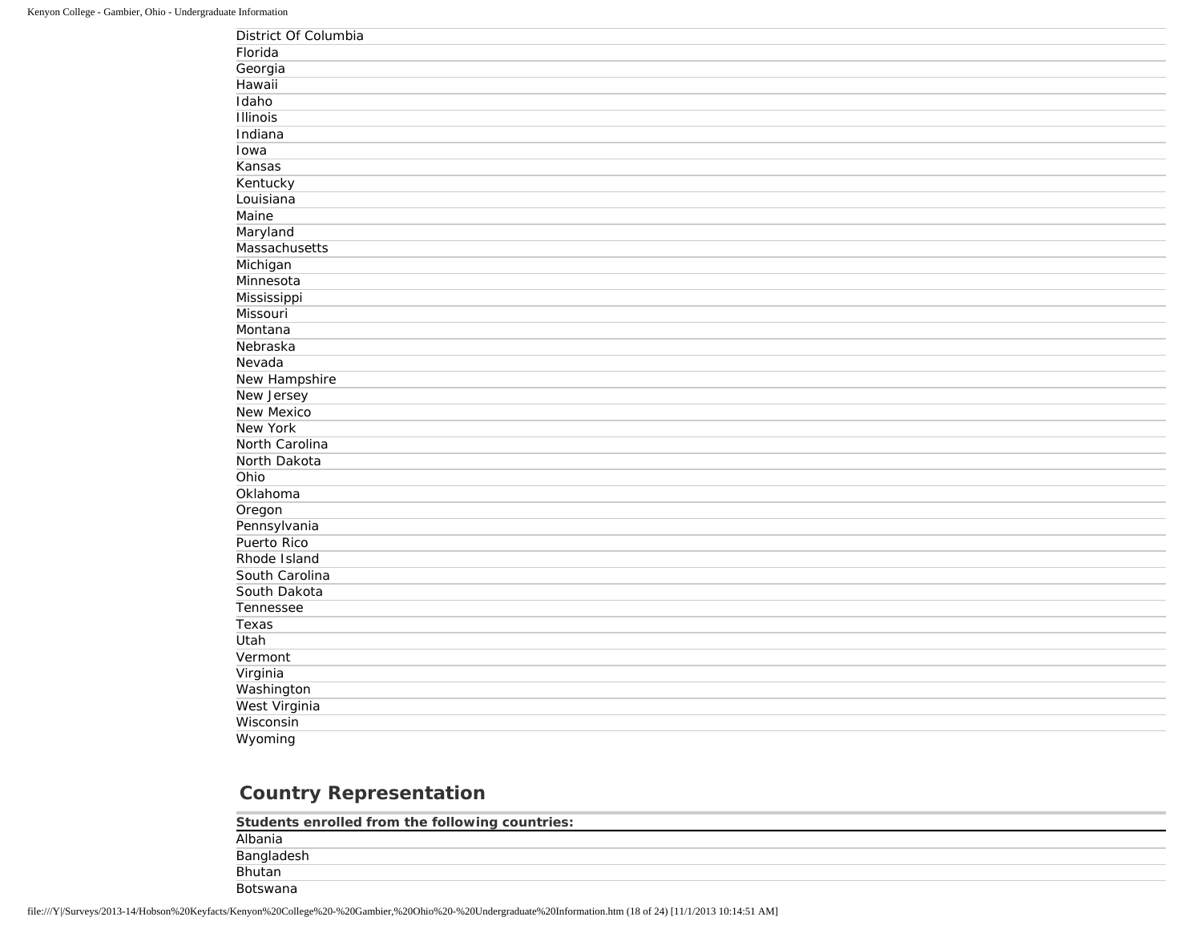| |
|---|
| District Of Columbia |
| Florida |
| Georgia |
| Hawaii |
| Idaho |
| Illinois |
| Indiana |
| Iowa |
| Kansas |
| Kentucky |
| Louisiana |
| Maine |
| Maryland |
| Massachusetts |
| Michigan |
| Minnesota |
| Mississippi |
| Missouri |
| Montana |
| Nebraska |
| Nevada |
| New Hampshire |
| New Jersey |
| New Mexico |
| New York |
| North Carolina |
| North Dakota |
| Ohio |
| Oklahoma |
| Oregon |
| Pennsylvania |
| Puerto Rico |
| Rhode Island |
| South Carolina |
| South Dakota |
| Tennessee |
| Texas |
| Utah |
| Vermont |
| Virginia |
| Washington |
| West Virginia |
| Wisconsin |
| Wyoming |

## Country Representation

| **Students enrolled from the following countries:** |
|---|
| Albania |
| Bangladesh |
| Bhutan |
| Botswana |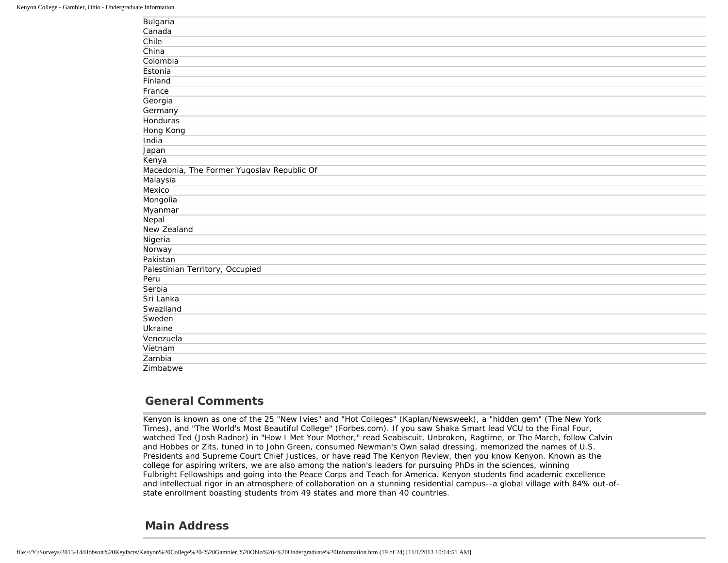Bulgaria
Canada
Chile
China
Colombia
Estonia
Finland
France
Georgia
Germany
Honduras
Hong Kong
India
Japan
Kenya
Macedonia, The Former Yugoslav Republic Of
Malaysia
Mexico
Mongolia
Myanmar
Nepal
New Zealand
Nigeria
Norway
Pakistan
Palestinian Territory, Occupied
Peru
Serbia
Sri Lanka
Swaziland
Sweden
Ukraine
Venezuela
Vietnam
Zambia
Zimbabwe

## General Comments

Kenyon is known as one of the 25 "New Ivies" and "Hot Colleges" (Kaplan/Newsweek), a "hidden gem" (The New York Times), and "The World's Most Beautiful College" (Forbes.com). If you saw Shaka Smart lead VCU to the Final Four, watched Ted (Josh Radnor) in "How I Met Your Mother," read Seabiscuit, Unbroken, Ragtime, or The March, follow Calvin and Hobbes or Zits, tuned in to John Green, consumed Newman's Own salad dressing, memorized the names of U.S. Presidents and Supreme Court Chief Justices, or have read The Kenyon Review, then you know Kenyon. Known as the college for aspiring writers, we are also among the nation's leaders for pursuing PhDs in the sciences, winning Fulbright Fellowships and going into the Peace Corps and Teach for America. Kenyon students find academic excellence and intellectual rigor in an atmosphere of collaboration on a stunning residential campus--a global village with 84% out-of-state enrollment boasting students from 49 states and more than 40 countries.

## Main Address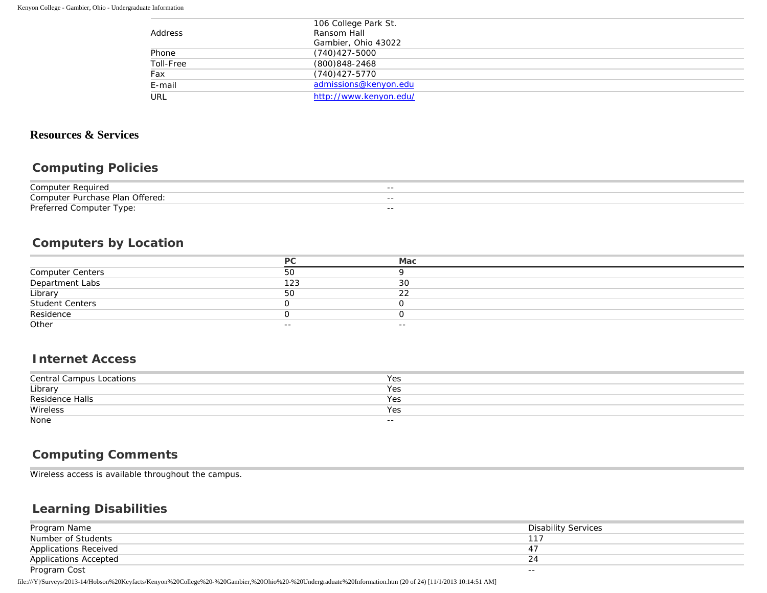| | |
|---|---|
| Address | 106 College Park St.<br>Ransom Hall<br>Gambier, Ohio 43022 |
| Phone | (740)427-5000 |
| Toll-Free | (800)848-2468 |
| Fax | (740)427-5770 |
| E-mail | admissions@kenyon.edu |
| URL | http://www.kenyon.edu/ |

## Resources & Services

### Computing Policies

| | |
|---|---|
| Computer Required | -- |
| Computer Purchase Plan Offered: | -- |
| Preferred Computer Type: | -- |

### Computers by Location

| | PC | Mac |
|---|---|---|
| Computer Centers | 50 | 9 |
| Department Labs | 123 | 30 |
| Library | 50 | 22 |
| Student Centers | 0 | 0 |
| Residence | 0 | 0 |
| Other | -- | -- |

### Internet Access

| | |
|---|---|
| Central Campus Locations | Yes |
| Library | Yes |
| Residence Halls | Yes |
| Wireless | Yes |
| None | -- |

### Computing Comments

Wireless access is available throughout the campus.

### Learning Disabilities

| | |
|---|---|
| Program Name | Disability Services |
| Number of Students | 117 |
| Applications Received | 47 |
| Applications Accepted | 24 |
| Program Cost | -- |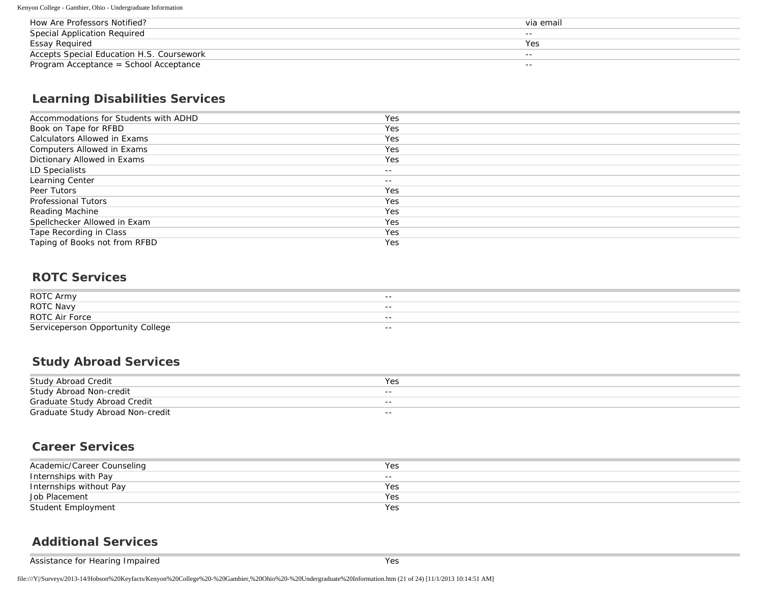| | |
|---|---|
| How Are Professors Notified? | via email |
| Special Application Required | -- |
| Essay Required | Yes |
| Accepts Special Education H.S. Coursework | -- |
| Program Acceptance = School Acceptance | -- |

## Learning Disabilities Services

| | |
|---|---|
| Accommodations for Students with ADHD | Yes |
| Book on Tape for RFBD | Yes |
| Calculators Allowed in Exams | Yes |
| Computers Allowed in Exams | Yes |
| Dictionary Allowed in Exams | Yes |
| LD Specialists | -- |
| Learning Center | -- |
| Peer Tutors | Yes |
| Professional Tutors | Yes |
| Reading Machine | Yes |
| Spellchecker Allowed in Exam | Yes |
| Tape Recording in Class | Yes |
| Taping of Books not from RFBD | Yes |

## ROTC Services

| | |
|---|---|
| ROTC Army | -- |
| ROTC Navy | -- |
| ROTC Air Force | -- |
| Serviceperson Opportunity College | -- |

## Study Abroad Services

| | |
|---|---|
| Study Abroad Credit | Yes |
| Study Abroad Non-credit | -- |
| Graduate Study Abroad Credit | -- |
| Graduate Study Abroad Non-credit | -- |

## Career Services

| | |
|---|---|
| Academic/Career Counseling | Yes |
| Internships with Pay | -- |
| Internships without Pay | Yes |
| Job Placement | Yes |
| Student Employment | Yes |

## Additional Services

| | |
|---|---|
| Assistance for Hearing Impaired | Yes |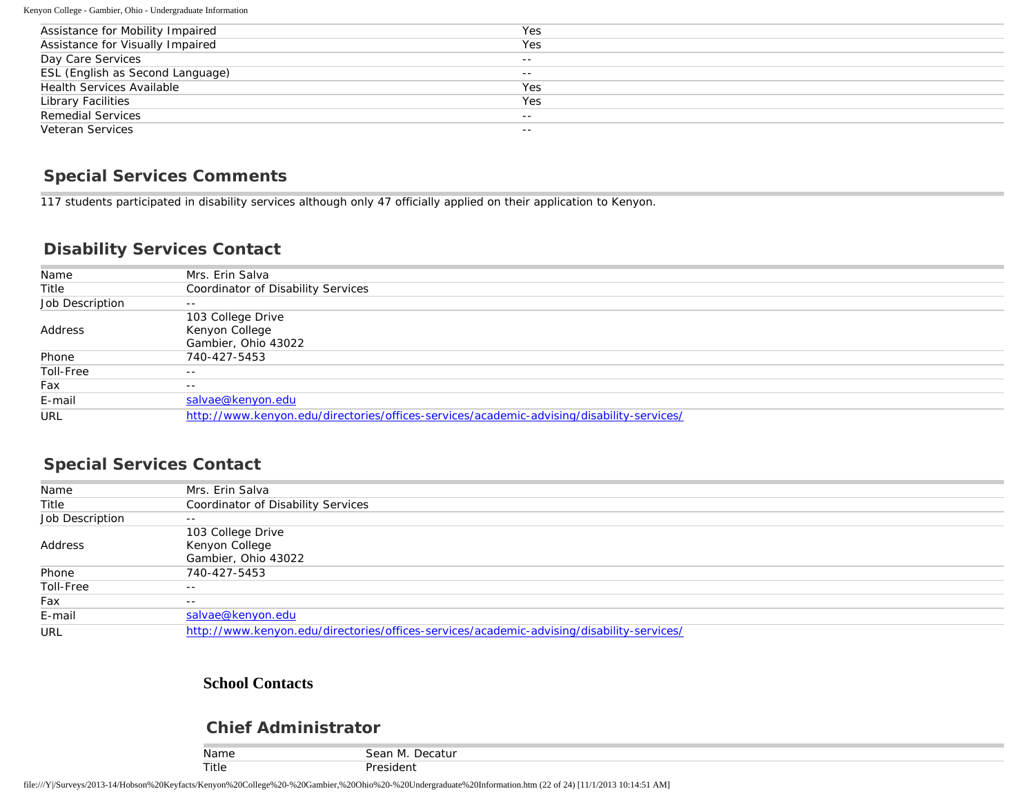| | |
|---|---|
| Assistance for Mobility Impaired | Yes |
| Assistance for Visually Impaired | Yes |
| Day Care Services | -- |
| ESL (English as Second Language) | -- |
| Health Services Available | Yes |
| Library Facilities | Yes |
| Remedial Services | -- |
| Veteran Services | -- |

## Special Services Comments

117 students participated in disability services although only 47 officially applied on their application to Kenyon.

## Disability Services Contact

| | |
|---|---|
| Name | Mrs. Erin Salva |
| Title | Coordinator of Disability Services |
| Job Description | -- |
| Address | 103 College Drive<br>Kenyon College<br>Gambier, Ohio 43022 |
| Phone | 740-427-5453 |
| Toll-Free | -- |
| Fax | -- |
| E-mail | salvae@kenyon.edu |
| URL | http://www.kenyon.edu/directories/offices-services/academic-advising/disability-services/ |

## Special Services Contact

| | |
|---|---|
| Name | Mrs. Erin Salva |
| Title | Coordinator of Disability Services |
| Job Description | -- |
| Address | 103 College Drive<br>Kenyon College<br>Gambier, Ohio 43022 |
| Phone | 740-427-5453 |
| Toll-Free | -- |
| Fax | -- |
| E-mail | salvae@kenyon.edu |
| URL | http://www.kenyon.edu/directories/offices-services/academic-advising/disability-services/ |

# School Contacts

## Chief Administrator

| | |
|---|---|
| Name | Sean M. Decatur |
| Title | President |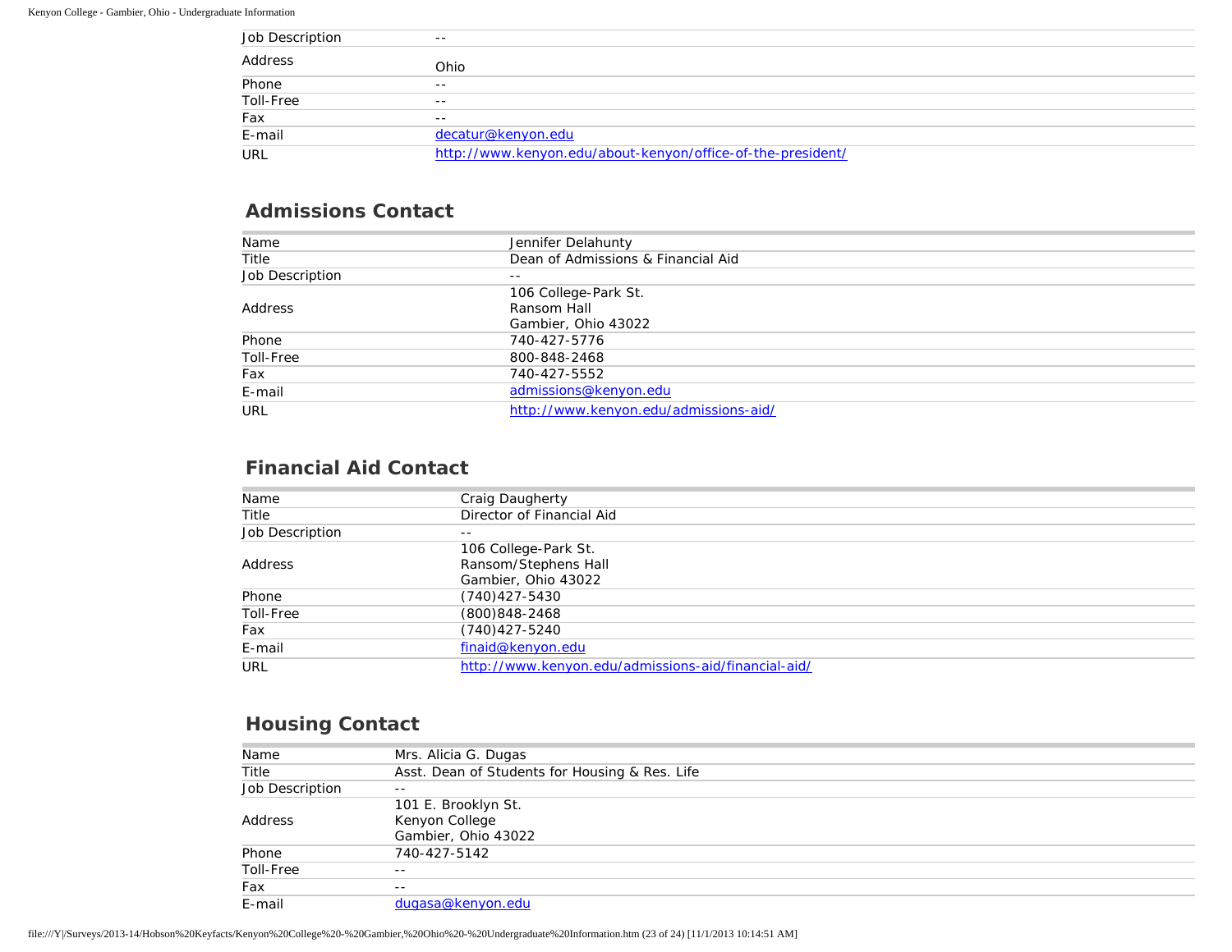| | |
|---|---|
| Job Description | -- |
| Address | Ohio |
| Phone | -- |
| Toll-Free | -- |
| Fax | -- |
| E-mail | decatur@kenyon.edu |
| URL | http://www.kenyon.edu/about-kenyon/office-of-the-president/ |

## Admissions Contact

| | |
|---|---|
| Name | Jennifer Delahunty |
| Title | Dean of Admissions & Financial Aid |
| Job Description | -- |
| Address | 106 College-Park St.<br>Ransom Hall<br>Gambier, Ohio 43022 |
| Phone | 740-427-5776 |
| Toll-Free | 800-848-2468 |
| Fax | 740-427-5552 |
| E-mail | admissions@kenyon.edu |
| URL | http://www.kenyon.edu/admissions-aid/ |

## Financial Aid Contact

| | |
|---|---|
| Name | Craig Daugherty |
| Title | Director of Financial Aid |
| Job Description | -- |
| Address | 106 College-Park St.<br>Ransom/Stephens Hall<br>Gambier, Ohio 43022 |
| Phone | (740)427-5430 |
| Toll-Free | (800)848-2468 |
| Fax | (740)427-5240 |
| E-mail | finaid@kenyon.edu |
| URL | http://www.kenyon.edu/admissions-aid/financial-aid/ |

## Housing Contact

| | |
|---|---|
| Name | Mrs. Alicia G. Dugas |
| Title | Asst. Dean of Students for Housing & Res. Life |
| Job Description | -- |
| Address | 101 E. Brooklyn St.<br>Kenyon College<br>Gambier, Ohio 43022 |
| Phone | 740-427-5142 |
| Toll-Free | -- |
| Fax | -- |
| E-mail | dugasa@kenyon.edu |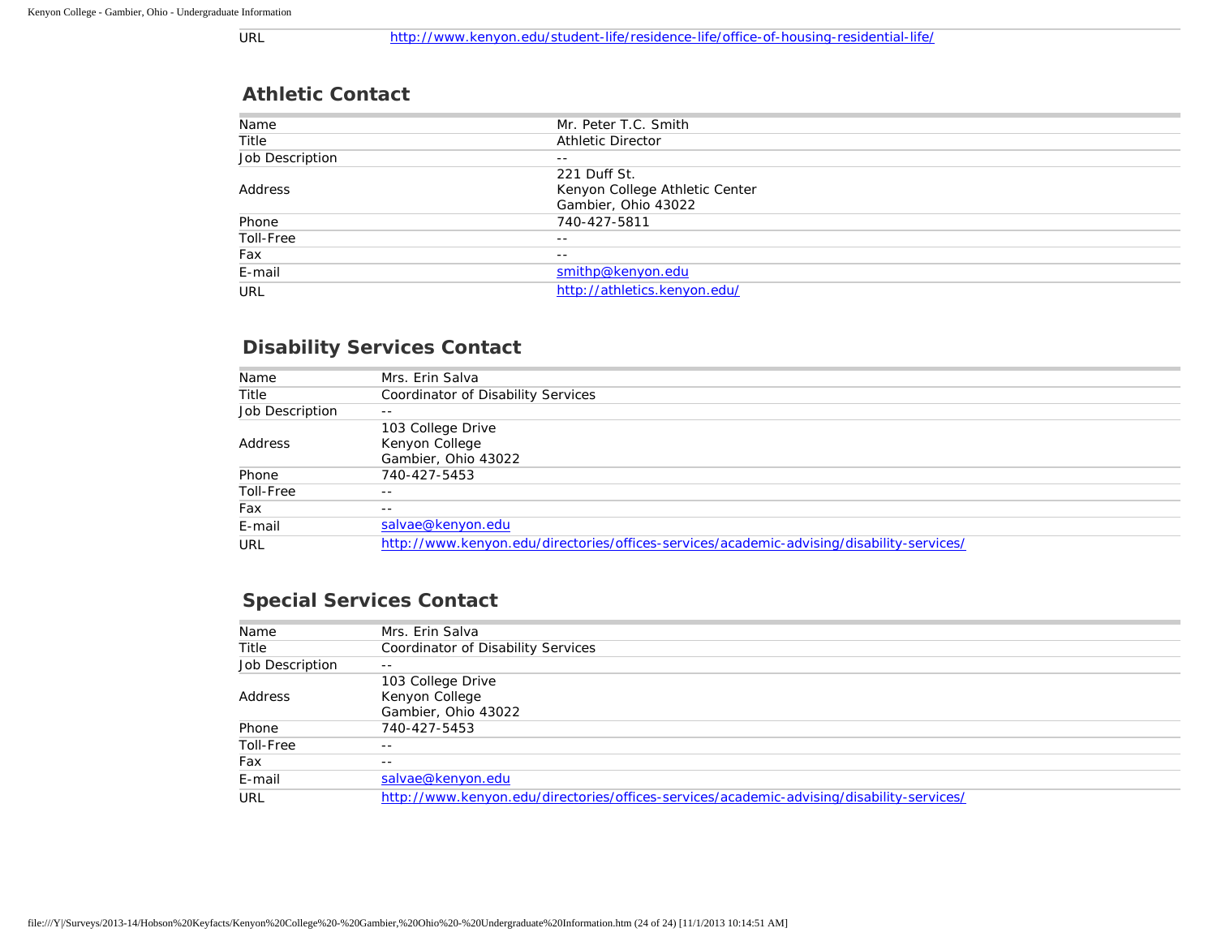| | |
|---|---|
| URL | http://www.kenyon.edu/student-life/residence-life/office-of-housing-residential-life/ |

## Athletic Contact

| | |
|---|---|
| Name | Mr. Peter T.C. Smith |
| Title | Athletic Director |
| Job Description | -- |
| Address | 221 Duff St.<br>Kenyon College Athletic Center<br>Gambier, Ohio 43022 |
| Phone | 740-427-5811 |
| Toll-Free | -- |
| Fax | -- |
| E-mail | smithp@kenyon.edu |
| URL | http://athletics.kenyon.edu/ |

## Disability Services Contact

| | |
|---|---|
| Name | Mrs. Erin Salva |
| Title | Coordinator of Disability Services |
| Job Description | -- |
| Address | 103 College Drive<br>Kenyon College<br>Gambier, Ohio 43022 |
| Phone | 740-427-5453 |
| Toll-Free | -- |
| Fax | -- |
| E-mail | salvae@kenyon.edu |
| URL | http://www.kenyon.edu/directories/offices-services/academic-advising/disability-services/ |

## Special Services Contact

| | |
|---|---|
| Name | Mrs. Erin Salva |
| Title | Coordinator of Disability Services |
| Job Description | -- |
| Address | 103 College Drive<br>Kenyon College<br>Gambier, Ohio 43022 |
| Phone | 740-427-5453 |
| Toll-Free | -- |
| Fax | -- |
| E-mail | salvae@kenyon.edu |
| URL | http://www.kenyon.edu/directories/offices-services/academic-advising/disability-services/ |